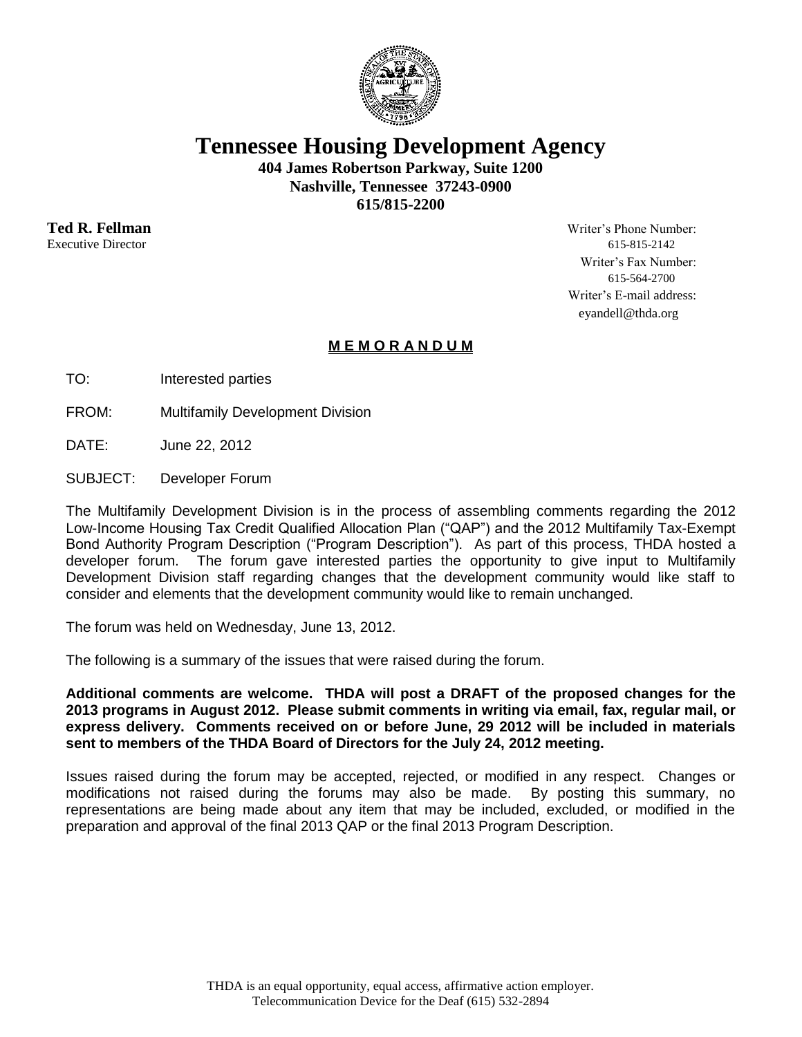# Tennessee Housing Development Agency

**404 James Robertson Parkway, Suite 1200**
**Nashville, Tennessee 37243-0900**
**615/815-2200**

**Ted R. Fellman**
Executive Director

Writer's Phone Number:
615-815-2142
Writer's Fax Number:
615-564-2700
Writer's E-mail address:
eyandell@thda.org

## M E M O R A N D U M

TO: Interested parties

FROM: Multifamily Development Division

DATE: June 22, 2012

SUBJECT: Developer Forum

The Multifamily Development Division is in the process of assembling comments regarding the 2012 Low-Income Housing Tax Credit Qualified Allocation Plan ("QAP") and the 2012 Multifamily Tax-Exempt Bond Authority Program Description ("Program Description"). As part of this process, THDA hosted a developer forum. The forum gave interested parties the opportunity to give input to Multifamily Development Division staff regarding changes that the development community would like staff to consider and elements that the development community would like to remain unchanged.

The forum was held on Wednesday, June 13, 2012.

The following is a summary of the issues that were raised during the forum.

**Additional comments are welcome. THDA will post a DRAFT of the proposed changes for the 2013 programs in August 2012. Please submit comments in writing via email, fax, regular mail, or express delivery. Comments received on or before June, 29 2012 will be included in materials sent to members of the THDA Board of Directors for the July 24, 2012 meeting.**

Issues raised during the forum may be accepted, rejected, or modified in any respect. Changes or modifications not raised during the forums may also be made. By posting this summary, no representations are being made about any item that may be included, excluded, or modified in the preparation and approval of the final 2013 QAP or the final 2013 Program Description.

THDA is an equal opportunity, equal access, affirmative action employer.
Telecommunication Device for the Deaf (615) 532-2894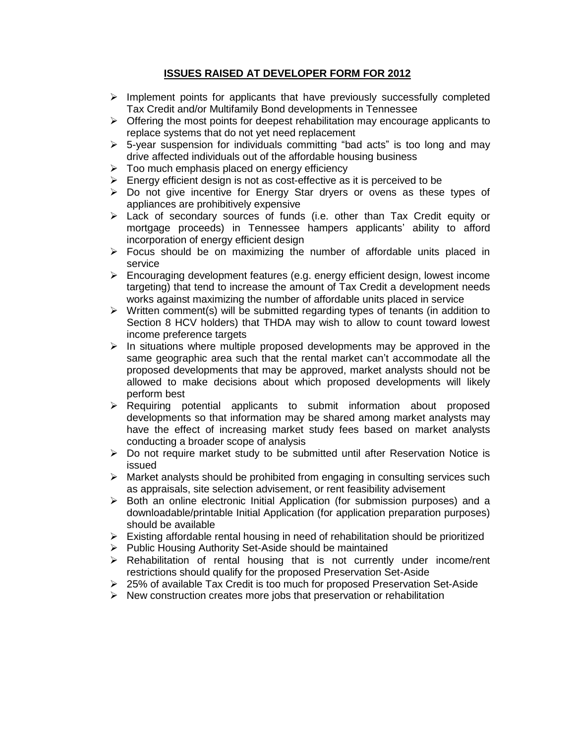## ISSUES RAISED AT DEVELOPER FORM FOR 2012

- Implement points for applicants that have previously successfully completed Tax Credit and/or Multifamily Bond developments in Tennessee
- Offering the most points for deepest rehabilitation may encourage applicants to replace systems that do not yet need replacement
- 5-year suspension for individuals committing "bad acts" is too long and may drive affected individuals out of the affordable housing business
- Too much emphasis placed on energy efficiency
- Energy efficient design is not as cost-effective as it is perceived to be
- Do not give incentive for Energy Star dryers or ovens as these types of appliances are prohibitively expensive
- Lack of secondary sources of funds (i.e. other than Tax Credit equity or mortgage proceeds) in Tennessee hampers applicants' ability to afford incorporation of energy efficient design
- Focus should be on maximizing the number of affordable units placed in service
- Encouraging development features (e.g. energy efficient design, lowest income targeting) that tend to increase the amount of Tax Credit a development needs works against maximizing the number of affordable units placed in service
- Written comment(s) will be submitted regarding types of tenants (in addition to Section 8 HCV holders) that THDA may wish to allow to count toward lowest income preference targets
- In situations where multiple proposed developments may be approved in the same geographic area such that the rental market can't accommodate all the proposed developments that may be approved, market analysts should not be allowed to make decisions about which proposed developments will likely perform best
- Requiring potential applicants to submit information about proposed developments so that information may be shared among market analysts may have the effect of increasing market study fees based on market analysts conducting a broader scope of analysis
- Do not require market study to be submitted until after Reservation Notice is issued
- Market analysts should be prohibited from engaging in consulting services such as appraisals, site selection advisement, or rent feasibility advisement
- Both an online electronic Initial Application (for submission purposes) and a downloadable/printable Initial Application (for application preparation purposes) should be available
- Existing affordable rental housing in need of rehabilitation should be prioritized
- Public Housing Authority Set-Aside should be maintained
- Rehabilitation of rental housing that is not currently under income/rent restrictions should qualify for the proposed Preservation Set-Aside
- 25% of available Tax Credit is too much for proposed Preservation Set-Aside
- New construction creates more jobs that preservation or rehabilitation